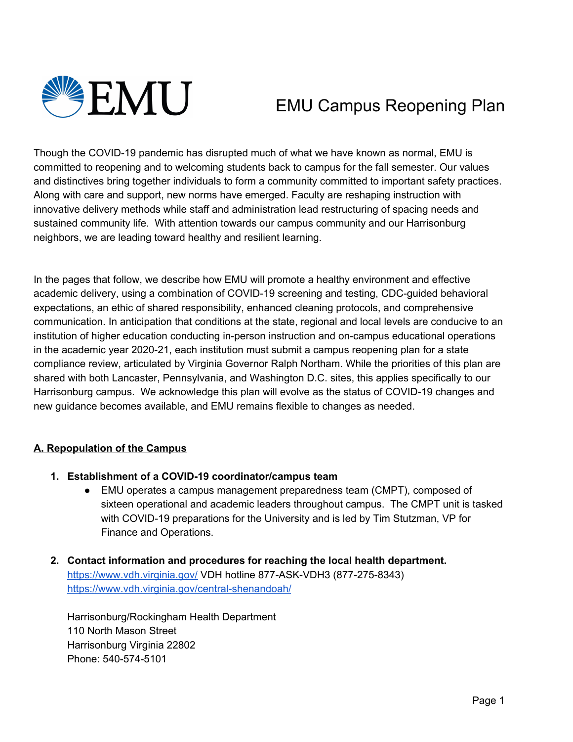# EMU Campus Reopening Plan

Though the COVID-19 pandemic has disrupted much of what we have known as normal, EMU is committed to reopening and to welcoming students back to campus for the fall semester. Our values and distinctives bring together individuals to form a community committed to important safety practices. Along with care and support, new norms have emerged. Faculty are reshaping instruction with innovative delivery methods while staff and administration lead restructuring of spacing needs and sustained community life. With attention towards our campus community and our Harrisonburg neighbors, we are leading toward healthy and resilient learning.

In the pages that follow, we describe how EMU will promote a healthy environment and effective academic delivery, using a combination of COVID-19 screening and testing, CDC-guided behavioral expectations, an ethic of shared responsibility, enhanced cleaning protocols, and comprehensive communication. In anticipation that conditions at the state, regional and local levels are conducive to an institution of higher education conducting in-person instruction and on-campus educational operations in the academic year 2020-21, each institution must submit a campus reopening plan for a state compliance review, articulated by Virginia Governor Ralph Northam. While the priorities of this plan are shared with both Lancaster, Pennsylvania, and Washington D.C. sites, this applies specifically to our Harrisonburg campus. We acknowledge this plan will evolve as the status of COVID-19 changes and new guidance becomes available, and EMU remains flexible to changes as needed.

## A. Repopulation of the Campus

1. **Establishment of a COVID-19 coordinator/campus team**
   - EMU operates a campus management preparedness team (CMPT), composed of sixteen operational and academic leaders throughout campus. The CMPT unit is tasked with COVID-19 preparations for the University and is led by Tim Stutzman, VP for Finance and Operations.

2. **Contact information and procedures for reaching the local health department.**
   https://www.vdh.virginia.gov/ VDH hotline 877-ASK-VDH3 (877-275-8343)
   https://www.vdh.virginia.gov/central-shenandoah/

   Harrisonburg/Rockingham Health Department
   110 North Mason Street
   Harrisonburg Virginia 22802
   Phone: 540-574-5101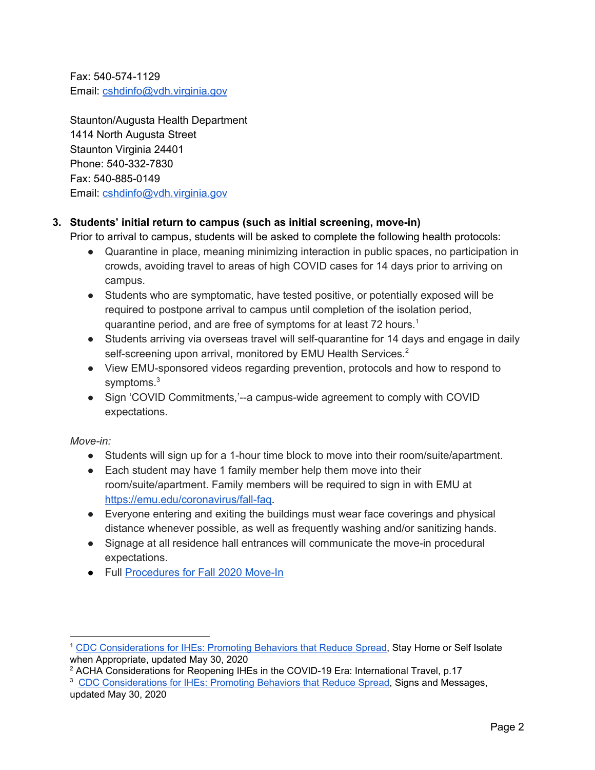Fax: 540-574-1129
Email: [cshdinfo@vdh.virginia.gov](mailto:cshdinfo@vdh.virginia.gov)

Staunton/Augusta Health Department
1414 North Augusta Street
Staunton Virginia 24401
Phone: 540-332-7830
Fax: 540-885-0149
Email: [cshdinfo@vdh.virginia.gov](mailto:cshdinfo@vdh.virginia.gov)

3. **Students' initial return to campus (such as initial screening, move-in)**
   Prior to arrival to campus, students will be asked to complete the following health protocols:
   - Quarantine in place, meaning minimizing interaction in public spaces, no participation in crowds, avoiding travel to areas of high COVID cases for 14 days prior to arriving on campus.
   - Students who are symptomatic, have tested positive, or potentially exposed will be required to postpone arrival to campus until completion of the isolation period, quarantine period, and are free of symptoms for at least 72 hours.[1]
   - Students arriving via overseas travel will self-quarantine for 14 days and engage in daily self-screening upon arrival, monitored by EMU Health Services.[2]
   - View EMU-sponsored videos regarding prevention, protocols and how to respond to symptoms.[3]
   - Sign 'COVID Commitments,'--a campus-wide agreement to comply with COVID expectations.

   *Move-in:*
   - Students will sign up for a 1-hour time block to move into their room/suite/apartment.
   - Each student may have 1 family member help them move into their room/suite/apartment. Family members will be required to sign in with EMU at https://emu.edu/coronavirus/fall-faq.
   - Everyone entering and exiting the buildings must wear face coverings and physical distance whenever possible, as well as frequently washing and/or sanitizing hands.
   - Signage at all residence hall entrances will communicate the move-in procedural expectations.
   - Full Procedures for Fall 2020 Move-In

---

[1] CDC Considerations for IHEs: Promoting Behaviors that Reduce Spread, Stay Home or Self Isolate when Appropriate, updated May 30, 2020
[2] ACHA Considerations for Reopening IHEs in the COVID-19 Era: International Travel, p.17
[3] CDC Considerations for IHEs: Promoting Behaviors that Reduce Spread, Signs and Messages, updated May 30, 2020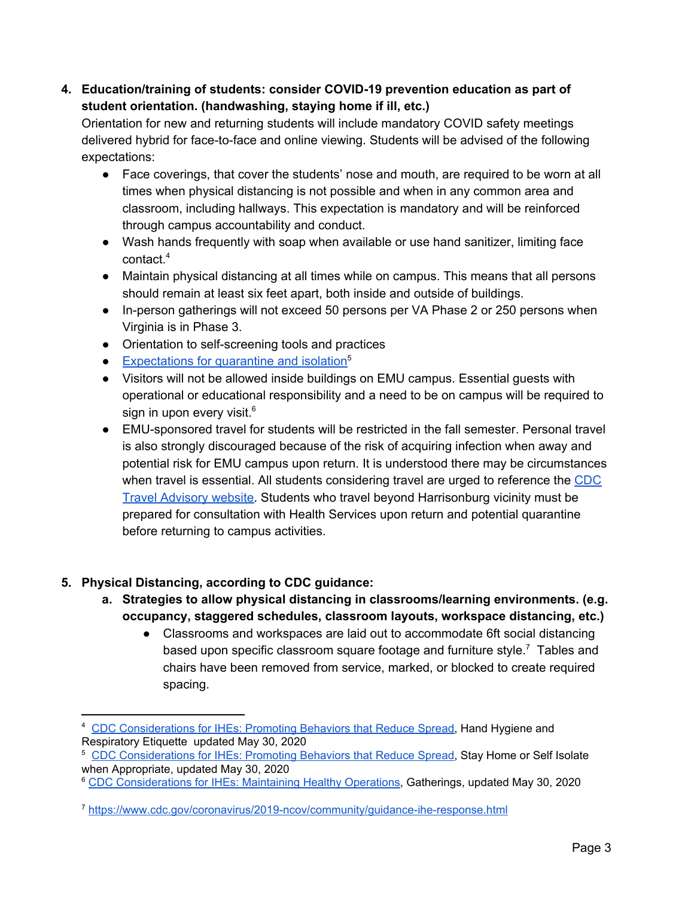4. **Education/training of students: consider COVID-19 prevention education as part of student orientation. (handwashing, staying home if ill, etc.)**

   Orientation for new and returning students will include mandatory COVID safety meetings delivered hybrid for face-to-face and online viewing. Students will be advised of the following expectations:

   - Face coverings, that cover the students' nose and mouth, are required to be worn at all times when physical distancing is not possible and when in any common area and classroom, including hallways. This expectation is mandatory and will be reinforced through campus accountability and conduct.
   - Wash hands frequently with soap when available or use hand sanitizer, limiting face contact.[4]
   - Maintain physical distancing at all times while on campus. This means that all persons should remain at least six feet apart, both inside and outside of buildings.
   - In-person gatherings will not exceed 50 persons per VA Phase 2 or 250 persons when Virginia is in Phase 3.
   - Orientation to self-screening tools and practices
   - Expectations for quarantine and isolation[5]
   - Visitors will not be allowed inside buildings on EMU campus. Essential guests with operational or educational responsibility and a need to be on campus will be required to sign in upon every visit.[6]
   - EMU-sponsored travel for students will be restricted in the fall semester. Personal travel is also strongly discouraged because of the risk of acquiring infection when away and potential risk for EMU campus upon return. It is understood there may be circumstances when travel is essential. All students considering travel are urged to reference the CDC Travel Advisory website. Students who travel beyond Harrisonburg vicinity must be prepared for consultation with Health Services upon return and potential quarantine before returning to campus activities.

5. **Physical Distancing, according to CDC guidance:**

   a. **Strategies to allow physical distancing in classrooms/learning environments. (e.g. occupancy, staggered schedules, classroom layouts, workspace distancing, etc.)**

      - Classrooms and workspaces are laid out to accommodate 6ft social distancing based upon specific classroom square footage and furniture style.[7] Tables and chairs have been removed from service, marked, or blocked to create required spacing.

---

[4] CDC Considerations for IHEs: Promoting Behaviors that Reduce Spread, Hand Hygiene and Respiratory Etiquette updated May 30, 2020

[5] CDC Considerations for IHEs: Promoting Behaviors that Reduce Spread, Stay Home or Self Isolate when Appropriate, updated May 30, 2020

[6] CDC Considerations for IHEs: Maintaining Healthy Operations, Gatherings, updated May 30, 2020

[7] https://www.cdc.gov/coronavirus/2019-ncov/community/guidance-ihe-response.html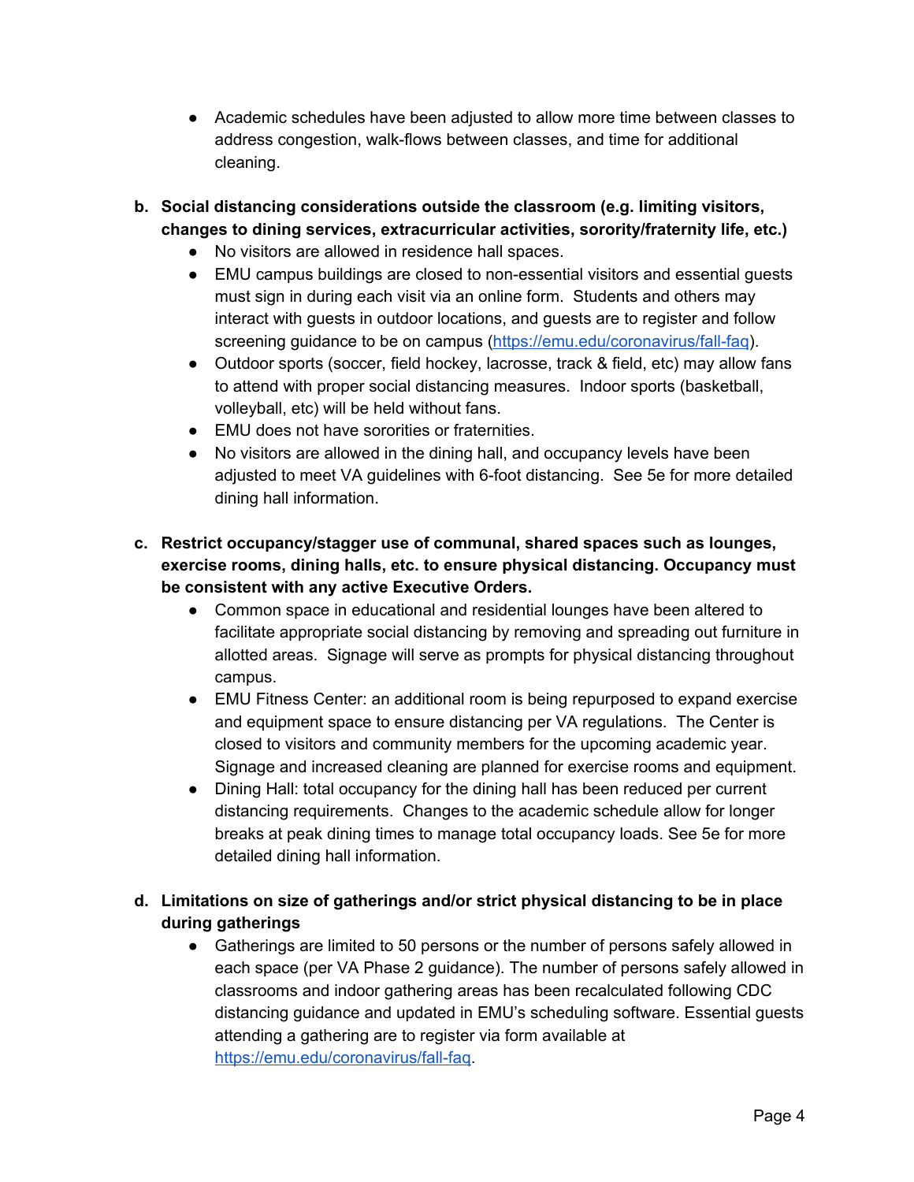- Academic schedules have been adjusted to allow more time between classes to address congestion, walk-flows between classes, and time for additional cleaning.

b. **Social distancing considerations outside the classroom (e.g. limiting visitors, changes to dining services, extracurricular activities, sorority/fraternity life, etc.)**
   - No visitors are allowed in residence hall spaces.
   - EMU campus buildings are closed to non-essential visitors and essential guests must sign in during each visit via an online form. Students and others may interact with guests in outdoor locations, and guests are to register and follow screening guidance to be on campus ([https://emu.edu/coronavirus/fall-faq](https://emu.edu/coronavirus/fall-faq)).
   - Outdoor sports (soccer, field hockey, lacrosse, track & field, etc) may allow fans to attend with proper social distancing measures. Indoor sports (basketball, volleyball, etc) will be held without fans.
   - EMU does not have sororities or fraternities.
   - No visitors are allowed in the dining hall, and occupancy levels have been adjusted to meet VA guidelines with 6-foot distancing. See 5e for more detailed dining hall information.

c. **Restrict occupancy/stagger use of communal, shared spaces such as lounges, exercise rooms, dining halls, etc. to ensure physical distancing. Occupancy must be consistent with any active Executive Orders.**
   - Common space in educational and residential lounges have been altered to facilitate appropriate social distancing by removing and spreading out furniture in allotted areas. Signage will serve as prompts for physical distancing throughout campus.
   - EMU Fitness Center: an additional room is being repurposed to expand exercise and equipment space to ensure distancing per VA regulations. The Center is closed to visitors and community members for the upcoming academic year. Signage and increased cleaning are planned for exercise rooms and equipment.
   - Dining Hall: total occupancy for the dining hall has been reduced per current distancing requirements. Changes to the academic schedule allow for longer breaks at peak dining times to manage total occupancy loads. See 5e for more detailed dining hall information.

d. **Limitations on size of gatherings and/or strict physical distancing to be in place during gatherings**
   - Gatherings are limited to 50 persons or the number of persons safely allowed in each space (per VA Phase 2 guidance). The number of persons safely allowed in classrooms and indoor gathering areas has been recalculated following CDC distancing guidance and updated in EMU's scheduling software. Essential guests attending a gathering are to register via form available at [https://emu.edu/coronavirus/fall-faq](https://emu.edu/coronavirus/fall-faq).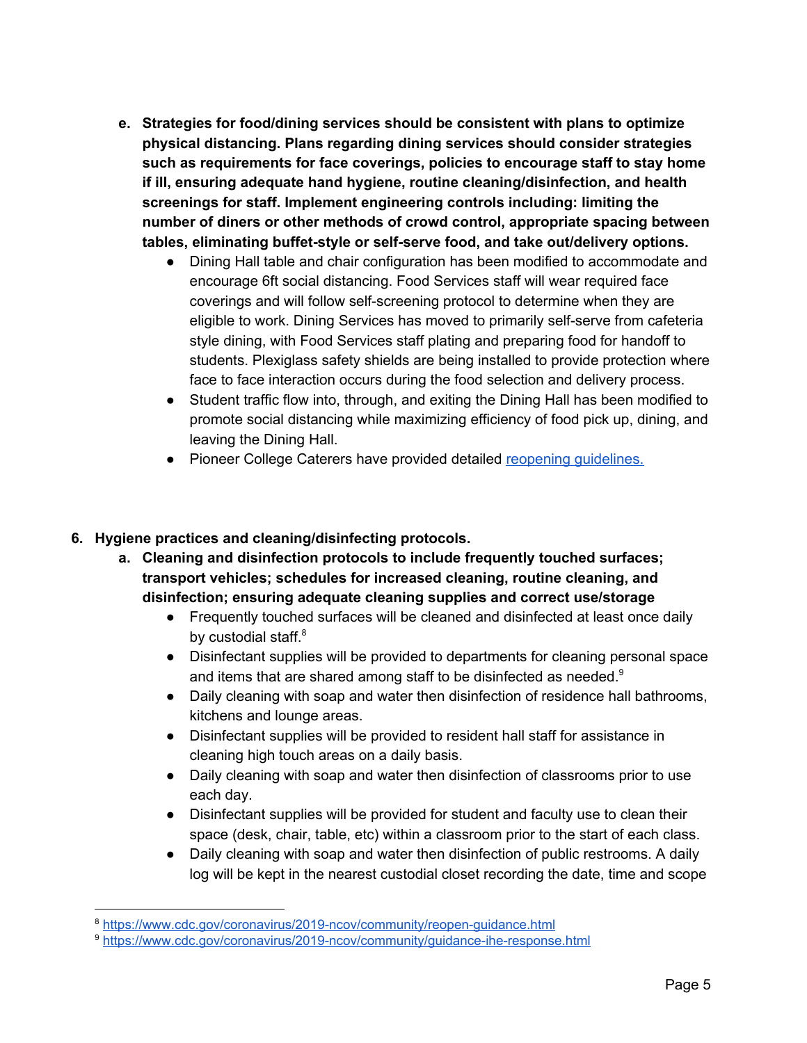e. **Strategies for food/dining services should be consistent with plans to optimize physical distancing. Plans regarding dining services should consider strategies such as requirements for face coverings, policies to encourage staff to stay home if ill, ensuring adequate hand hygiene, routine cleaning/disinfection, and health screenings for staff. Implement engineering controls including: limiting the number of diners or other methods of crowd control, appropriate spacing between tables, eliminating buffet-style or self-serve food, and take out/delivery options.**
   - Dining Hall table and chair configuration has been modified to accommodate and encourage 6ft social distancing. Food Services staff will wear required face coverings and will follow self-screening protocol to determine when they are eligible to work. Dining Services has moved to primarily self-serve from cafeteria style dining, with Food Services staff plating and preparing food for handoff to students. Plexiglass safety shields are being installed to provide protection where face to face interaction occurs during the food selection and delivery process.
   - Student traffic flow into, through, and exiting the Dining Hall has been modified to promote social distancing while maximizing efficiency of food pick up, dining, and leaving the Dining Hall.
   - Pioneer College Caterers have provided detailed [reopening guidelines.]()

6. **Hygiene practices and cleaning/disinfecting protocols.**
   a. **Cleaning and disinfection protocols to include frequently touched surfaces; transport vehicles; schedules for increased cleaning, routine cleaning, and disinfection; ensuring adequate cleaning supplies and correct use/storage**
      - Frequently touched surfaces will be cleaned and disinfected at least once daily by custodial staff.[8]
      - Disinfectant supplies will be provided to departments for cleaning personal space and items that are shared among staff to be disinfected as needed.[9]
      - Daily cleaning with soap and water then disinfection of residence hall bathrooms, kitchens and lounge areas.
      - Disinfectant supplies will be provided to resident hall staff for assistance in cleaning high touch areas on a daily basis.
      - Daily cleaning with soap and water then disinfection of classrooms prior to use each day.
      - Disinfectant supplies will be provided for student and faculty use to clean their space (desk, chair, table, etc) within a classroom prior to the start of each class.
      - Daily cleaning with soap and water then disinfection of public restrooms. A daily log will be kept in the nearest custodial closet recording the date, time and scope

---

[8] https://www.cdc.gov/coronavirus/2019-ncov/community/reopen-guidance.html

[9] https://www.cdc.gov/coronavirus/2019-ncov/community/guidance-ihe-response.html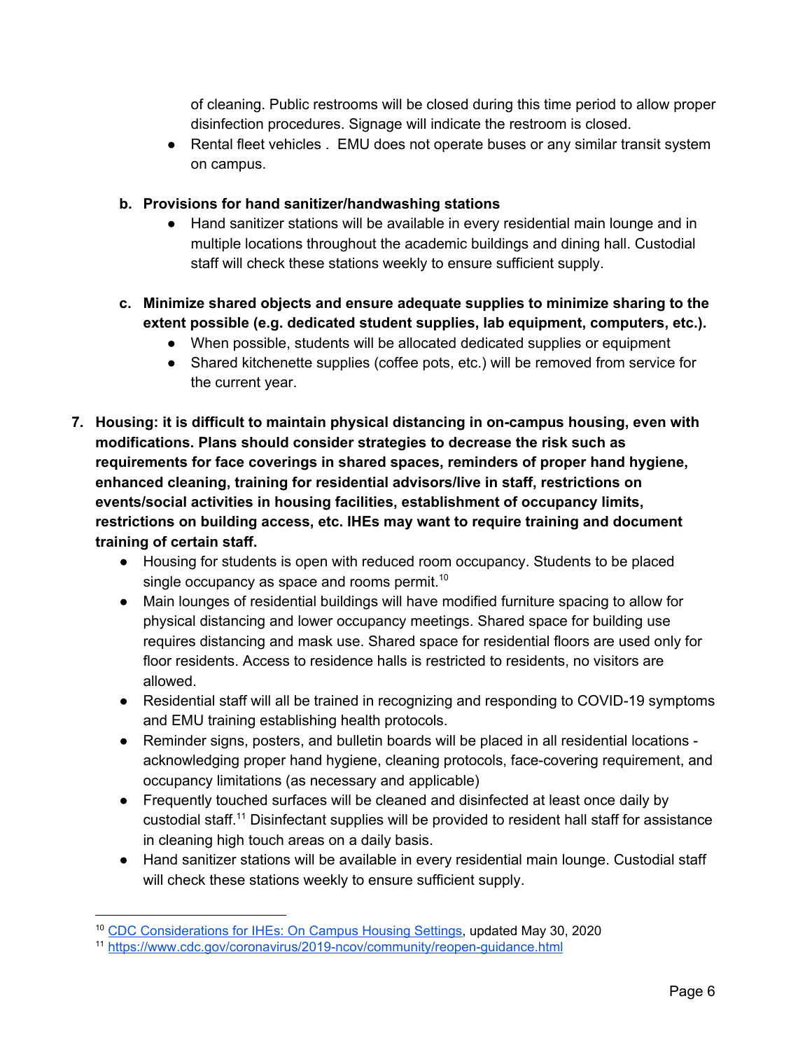of cleaning. Public restrooms will be closed during this time period to allow proper disinfection procedures. Signage will indicate the restroom is closed.

- Rental fleet vehicles . EMU does not operate buses or any similar transit system on campus.

**b. Provisions for hand sanitizer/handwashing stations**

- Hand sanitizer stations will be available in every residential main lounge and in multiple locations throughout the academic buildings and dining hall. Custodial staff will check these stations weekly to ensure sufficient supply.

**c. Minimize shared objects and ensure adequate supplies to minimize sharing to the extent possible (e.g. dedicated student supplies, lab equipment, computers, etc.).**

- When possible, students will be allocated dedicated supplies or equipment
- Shared kitchenette supplies (coffee pots, etc.) will be removed from service for the current year.

**7. Housing: it is difficult to maintain physical distancing in on-campus housing, even with modifications. Plans should consider strategies to decrease the risk such as requirements for face coverings in shared spaces, reminders of proper hand hygiene, enhanced cleaning, training for residential advisors/live in staff, restrictions on events/social activities in housing facilities, establishment of occupancy limits, restrictions on building access, etc. IHEs may want to require training and document training of certain staff.**

- Housing for students is open with reduced room occupancy. Students to be placed single occupancy as space and rooms permit.[10]
- Main lounges of residential buildings will have modified furniture spacing to allow for physical distancing and lower occupancy meetings. Shared space for building use requires distancing and mask use. Shared space for residential floors are used only for floor residents. Access to residence halls is restricted to residents, no visitors are allowed.
- Residential staff will all be trained in recognizing and responding to COVID-19 symptoms and EMU training establishing health protocols.
- Reminder signs, posters, and bulletin boards will be placed in all residential locations - acknowledging proper hand hygiene, cleaning protocols, face-covering requirement, and occupancy limitations (as necessary and applicable)
- Frequently touched surfaces will be cleaned and disinfected at least once daily by custodial staff.[11] Disinfectant supplies will be provided to resident hall staff for assistance in cleaning high touch areas on a daily basis.
- Hand sanitizer stations will be available in every residential main lounge. Custodial staff will check these stations weekly to ensure sufficient supply.

---

[10] CDC Considerations for IHEs: On Campus Housing Settings, updated May 30, 2020

[11] https://www.cdc.gov/coronavirus/2019-ncov/community/reopen-guidance.html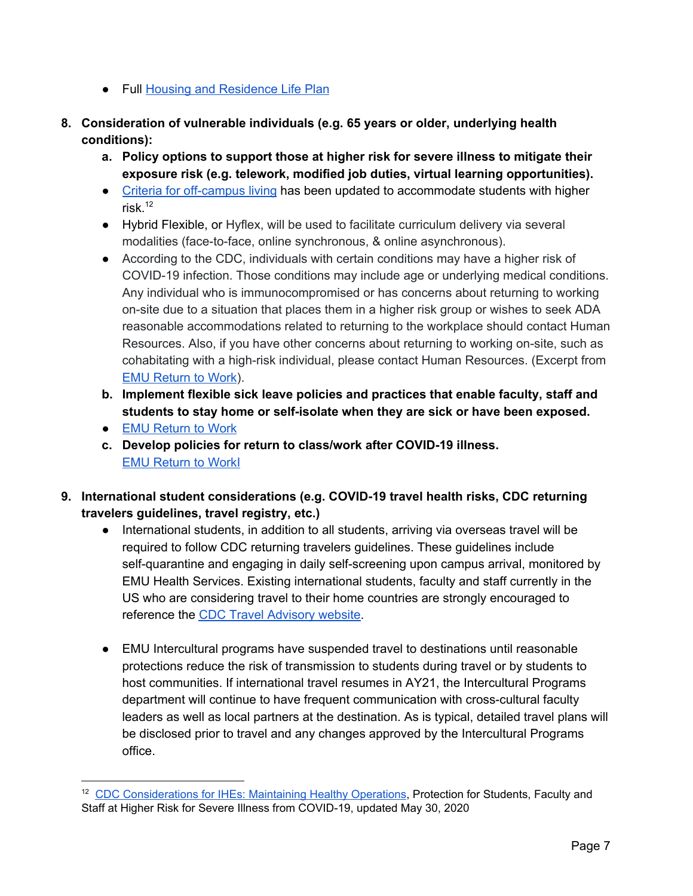- Full Housing and Residence Life Plan

8. **Consideration of vulnerable individuals (e.g. 65 years or older, underlying health conditions):**
    a. **Policy options to support those at higher risk for severe illness to mitigate their exposure risk (e.g. telework, modified job duties, virtual learning opportunities).**
    - Criteria for off-campus living has been updated to accommodate students with higher risk.[12]
    - Hybrid Flexible, or Hyflex, will be used to facilitate curriculum delivery via several modalities (face-to-face, online synchronous, & online asynchronous).
    - According to the CDC, individuals with certain conditions may have a higher risk of COVID-19 infection. Those conditions may include age or underlying medical conditions. Any individual who is immunocompromised or has concerns about returning to working on-site due to a situation that places them in a higher risk group or wishes to seek ADA reasonable accommodations related to returning to the workplace should contact Human Resources. Also, if you have other concerns about returning to working on-site, such as cohabitating with a high-risk individual, please contact Human Resources. (Excerpt from EMU Return to Work).

    b. **Implement flexible sick leave policies and practices that enable faculty, staff and students to stay home or self-isolate when they are sick or have been exposed.**
    - EMU Return to Work

    c. **Develop policies for return to class/work after COVID-19 illness.**
    EMU Return to WorkI

9. **International student considerations (e.g. COVID-19 travel health risks, CDC returning travelers guidelines, travel registry, etc.)**
    - International students, in addition to all students, arriving via overseas travel will be required to follow CDC returning travelers guidelines. These guidelines include self-quarantine and engaging in daily self-screening upon campus arrival, monitored by EMU Health Services. Existing international students, faculty and staff currently in the US who are considering travel to their home countries are strongly encouraged to reference the CDC Travel Advisory website.

    - EMU Intercultural programs have suspended travel to destinations until reasonable protections reduce the risk of transmission to students during travel or by students to host communities. If international travel resumes in AY21, the Intercultural Programs department will continue to have frequent communication with cross-cultural faculty leaders as well as local partners at the destination. As is typical, detailed travel plans will be disclosed prior to travel and any changes approved by the Intercultural Programs office.

---

[12] CDC Considerations for IHEs: Maintaining Healthy Operations, Protection for Students, Faculty and Staff at Higher Risk for Severe Illness from COVID-19, updated May 30, 2020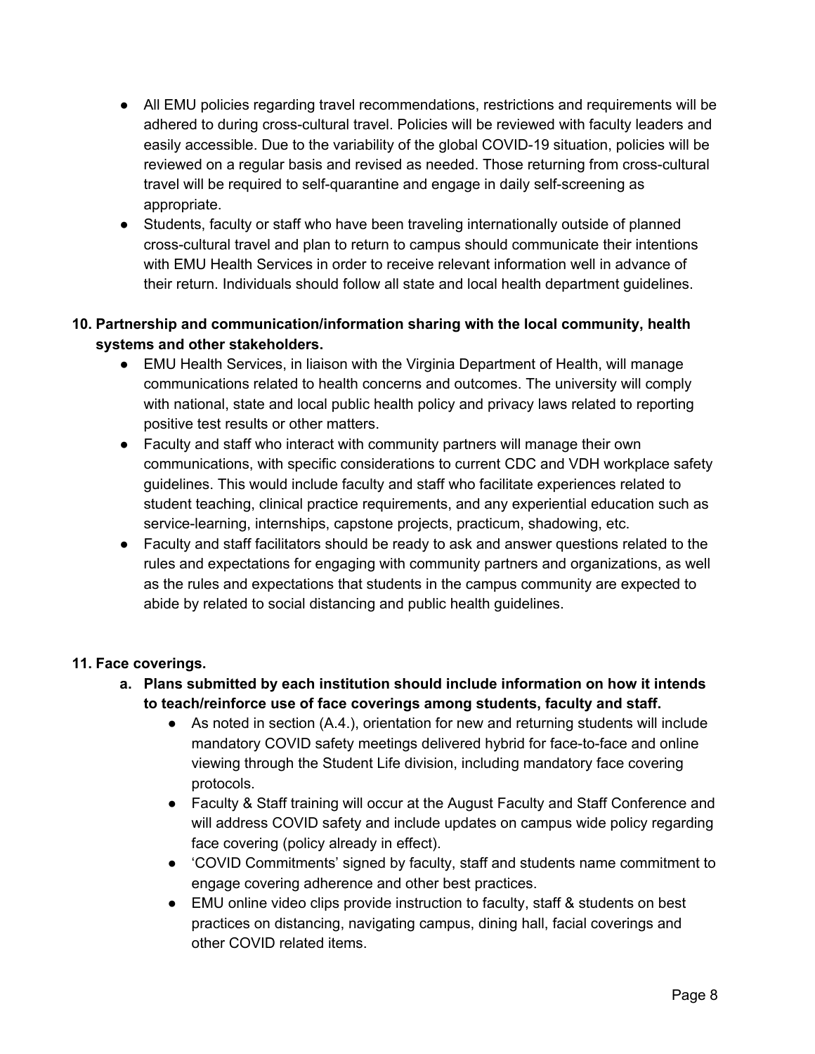- All EMU policies regarding travel recommendations, restrictions and requirements will be adhered to during cross-cultural travel. Policies will be reviewed with faculty leaders and easily accessible. Due to the variability of the global COVID-19 situation, policies will be reviewed on a regular basis and revised as needed. Those returning from cross-cultural travel will be required to self-quarantine and engage in daily self-screening as appropriate.
- Students, faculty or staff who have been traveling internationally outside of planned cross-cultural travel and plan to return to campus should communicate their intentions with EMU Health Services in order to receive relevant information well in advance of their return. Individuals should follow all state and local health department guidelines.

**10. Partnership and communication/information sharing with the local community, health systems and other stakeholders.**

- EMU Health Services, in liaison with the Virginia Department of Health, will manage communications related to health concerns and outcomes. The university will comply with national, state and local public health policy and privacy laws related to reporting positive test results or other matters.
- Faculty and staff who interact with community partners will manage their own communications, with specific considerations to current CDC and VDH workplace safety guidelines. This would include faculty and staff who facilitate experiences related to student teaching, clinical practice requirements, and any experiential education such as service-learning, internships, capstone projects, practicum, shadowing, etc.
- Faculty and staff facilitators should be ready to ask and answer questions related to the rules and expectations for engaging with community partners and organizations, as well as the rules and expectations that students in the campus community are expected to abide by related to social distancing and public health guidelines.

**11. Face coverings.**

**a. Plans submitted by each institution should include information on how it intends to teach/reinforce use of face coverings among students, faculty and staff.**

- As noted in section (A.4.), orientation for new and returning students will include mandatory COVID safety meetings delivered hybrid for face-to-face and online viewing through the Student Life division, including mandatory face covering protocols.
- Faculty & Staff training will occur at the August Faculty and Staff Conference and will address COVID safety and include updates on campus wide policy regarding face covering (policy already in effect).
- 'COVID Commitments' signed by faculty, staff and students name commitment to engage covering adherence and other best practices.
- EMU online video clips provide instruction to faculty, staff & students on best practices on distancing, navigating campus, dining hall, facial coverings and other COVID related items.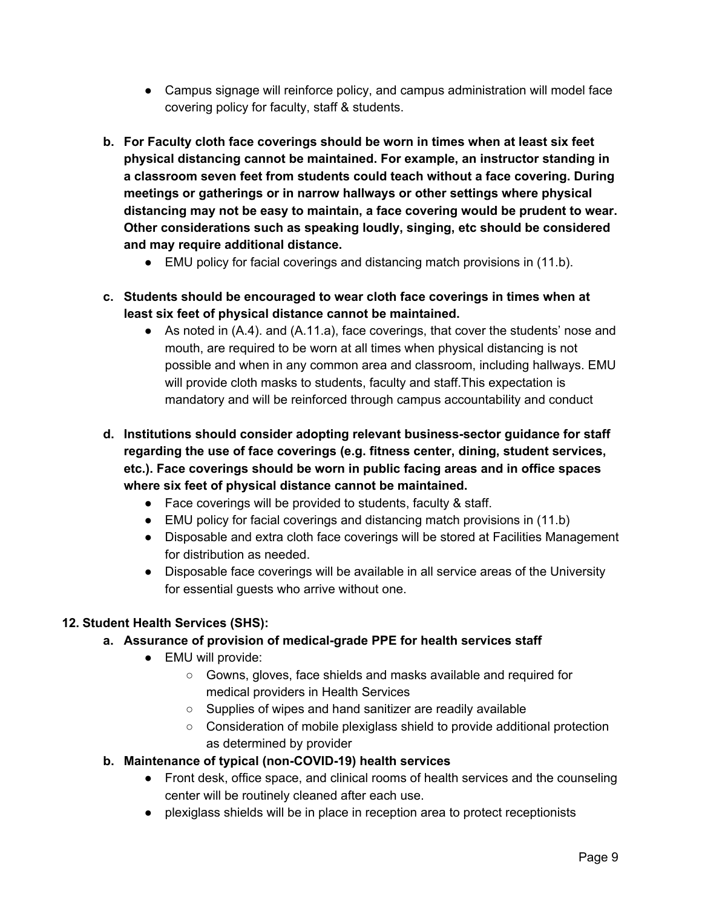- Campus signage will reinforce policy, and campus administration will model face covering policy for faculty, staff & students.

**b. For Faculty cloth face coverings should be worn in times when at least six feet physical distancing cannot be maintained. For example, an instructor standing in a classroom seven feet from students could teach without a face covering. During meetings or gatherings or in narrow hallways or other settings where physical distancing may not be easy to maintain, a face covering would be prudent to wear. Other considerations such as speaking loudly, singing, etc should be considered and may require additional distance.**

- EMU policy for facial coverings and distancing match provisions in (11.b).

**c. Students should be encouraged to wear cloth face coverings in times when at least six feet of physical distance cannot be maintained.**

- As noted in (A.4). and (A.11.a), face coverings, that cover the students' nose and mouth, are required to be worn at all times when physical distancing is not possible and when in any common area and classroom, including hallways. EMU will provide cloth masks to students, faculty and staff.This expectation is mandatory and will be reinforced through campus accountability and conduct

**d. Institutions should consider adopting relevant business-sector guidance for staff regarding the use of face coverings (e.g. fitness center, dining, student services, etc.). Face coverings should be worn in public facing areas and in office spaces where six feet of physical distance cannot be maintained.**

- Face coverings will be provided to students, faculty & staff.
- EMU policy for facial coverings and distancing match provisions in (11.b)
- Disposable and extra cloth face coverings will be stored at Facilities Management for distribution as needed.
- Disposable face coverings will be available in all service areas of the University for essential guests who arrive without one.

**12. Student Health Services (SHS):**

**a. Assurance of provision of medical-grade PPE for health services staff**

- EMU will provide:
  - Gowns, gloves, face shields and masks available and required for medical providers in Health Services
  - Supplies of wipes and hand sanitizer are readily available
  - Consideration of mobile plexiglass shield to provide additional protection as determined by provider

**b. Maintenance of typical (non-COVID-19) health services**

- Front desk, office space, and clinical rooms of health services and the counseling center will be routinely cleaned after each use.
- plexiglass shields will be in place in reception area to protect receptionists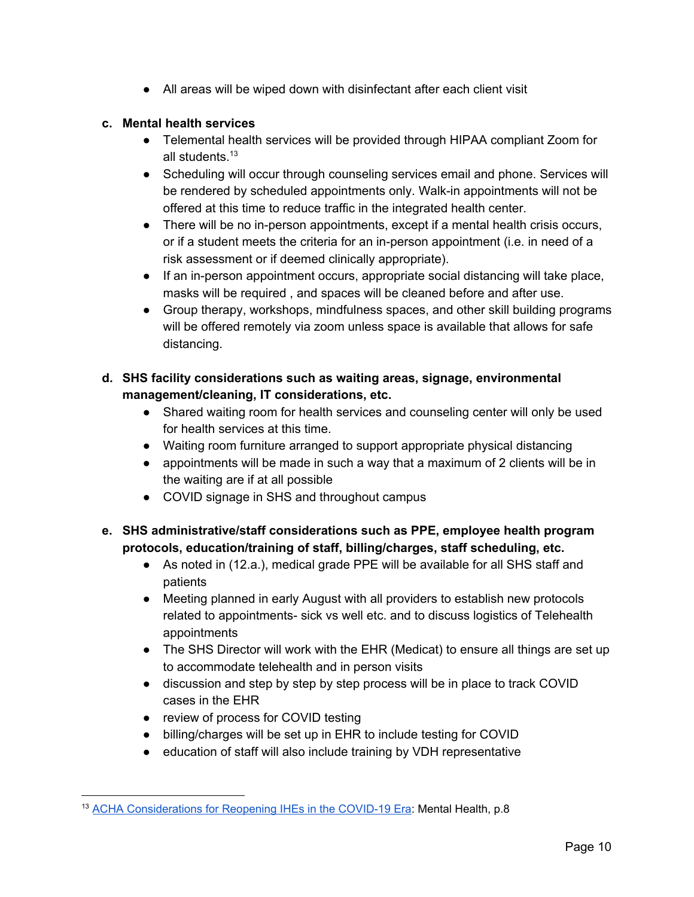- All areas will be wiped down with disinfectant after each client visit

**c. Mental health services**

- Telemental health services will be provided through HIPAA compliant Zoom for all students.[13]
- Scheduling will occur through counseling services email and phone. Services will be rendered by scheduled appointments only. Walk-in appointments will not be offered at this time to reduce traffic in the integrated health center.
- There will be no in-person appointments, except if a mental health crisis occurs, or if a student meets the criteria for an in-person appointment (i.e. in need of a risk assessment or if deemed clinically appropriate).
- If an in-person appointment occurs, appropriate social distancing will take place, masks will be required , and spaces will be cleaned before and after use.
- Group therapy, workshops, mindfulness spaces, and other skill building programs will be offered remotely via zoom unless space is available that allows for safe distancing.

**d. SHS facility considerations such as waiting areas, signage, environmental management/cleaning, IT considerations, etc.**

- Shared waiting room for health services and counseling center will only be used for health services at this time.
- Waiting room furniture arranged to support appropriate physical distancing
- appointments will be made in such a way that a maximum of 2 clients will be in the waiting are if at all possible
- COVID signage in SHS and throughout campus

**e. SHS administrative/staff considerations such as PPE, employee health program protocols, education/training of staff, billing/charges, staff scheduling, etc.**

- As noted in (12.a.), medical grade PPE will be available for all SHS staff and patients
- Meeting planned in early August with all providers to establish new protocols related to appointments- sick vs well etc. and to discuss logistics of Telehealth appointments
- The SHS Director will work with the EHR (Medicat) to ensure all things are set up to accommodate telehealth and in person visits
- discussion and step by step by step process will be in place to track COVID cases in the EHR
- review of process for COVID testing
- billing/charges will be set up in EHR to include testing for COVID
- education of staff will also include training by VDH representative

---

[13] ACHA Considerations for Reopening IHEs in the COVID-19 Era: Mental Health, p.8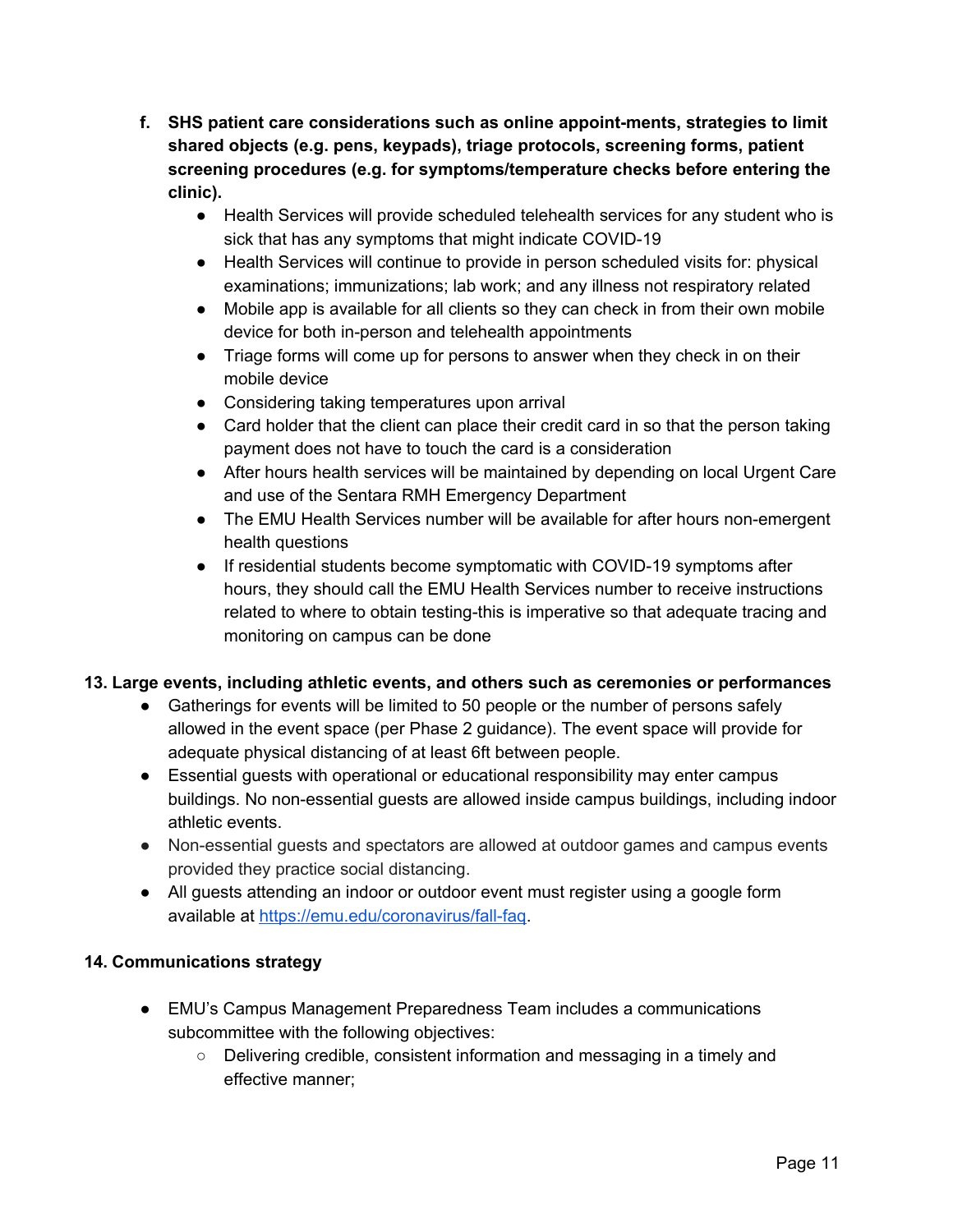**f. SHS patient care considerations such as online appoint-ments, strategies to limit shared objects (e.g. pens, keypads), triage protocols, screening forms, patient screening procedures (e.g. for symptoms/temperature checks before entering the clinic).**

- Health Services will provide scheduled telehealth services for any student who is sick that has any symptoms that might indicate COVID-19
- Health Services will continue to provide in person scheduled visits for: physical examinations; immunizations; lab work; and any illness not respiratory related
- Mobile app is available for all clients so they can check in from their own mobile device for both in-person and telehealth appointments
- Triage forms will come up for persons to answer when they check in on their mobile device
- Considering taking temperatures upon arrival
- Card holder that the client can place their credit card in so that the person taking payment does not have to touch the card is a consideration
- After hours health services will be maintained by depending on local Urgent Care and use of the Sentara RMH Emergency Department
- The EMU Health Services number will be available for after hours non-emergent health questions
- If residential students become symptomatic with COVID-19 symptoms after hours, they should call the EMU Health Services number to receive instructions related to where to obtain testing-this is imperative so that adequate tracing and monitoring on campus can be done

**13. Large events, including athletic events, and others such as ceremonies or performances**

- Gatherings for events will be limited to 50 people or the number of persons safely allowed in the event space (per Phase 2 guidance). The event space will provide for adequate physical distancing of at least 6ft between people.
- Essential guests with operational or educational responsibility may enter campus buildings. No non-essential guests are allowed inside campus buildings, including indoor athletic events.
- Non-essential guests and spectators are allowed at outdoor games and campus events provided they practice social distancing.
- All guests attending an indoor or outdoor event must register using a google form available at [https://emu.edu/coronavirus/fall-faq](https://emu.edu/coronavirus/fall-faq).

**14. Communications strategy**

- EMU's Campus Management Preparedness Team includes a communications subcommittee with the following objectives:
  - Delivering credible, consistent information and messaging in a timely and effective manner;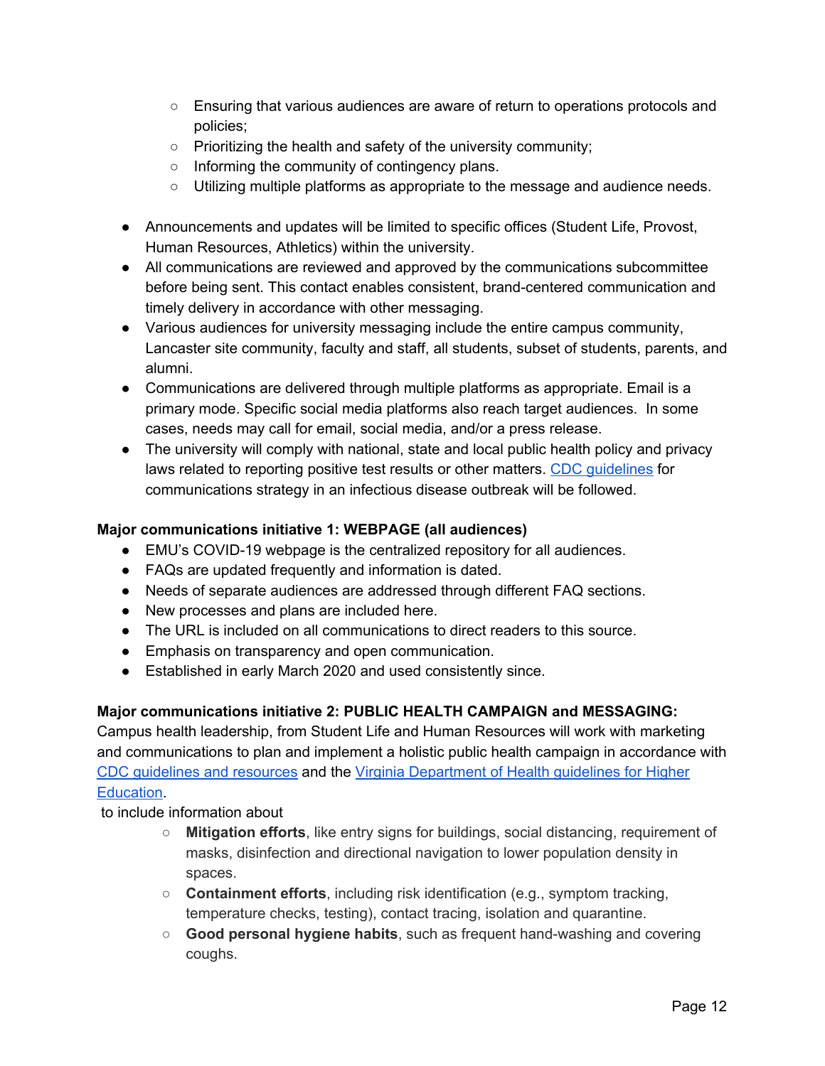- Ensuring that various audiences are aware of return to operations protocols and policies;
    - Prioritizing the health and safety of the university community;
    - Informing the community of contingency plans.
    - Utilizing multiple platforms as appropriate to the message and audience needs.

- Announcements and updates will be limited to specific offices (Student Life, Provost, Human Resources, Athletics) within the university.
- All communications are reviewed and approved by the communications subcommittee before being sent. This contact enables consistent, brand-centered communication and timely delivery in accordance with other messaging.
- Various audiences for university messaging include the entire campus community, Lancaster site community, faculty and staff, all students, subset of students, parents, and alumni.
- Communications are delivered through multiple platforms as appropriate. Email is a primary mode. Specific social media platforms also reach target audiences. In some cases, needs may call for email, social media, and/or a press release.
- The university will comply with national, state and local public health policy and privacy laws related to reporting positive test results or other matters. CDC guidelines for communications strategy in an infectious disease outbreak will be followed.

**Major communications initiative 1: WEBPAGE (all audiences)**

- EMU's COVID-19 webpage is the centralized repository for all audiences.
- FAQs are updated frequently and information is dated.
- Needs of separate audiences are addressed through different FAQ sections.
- New processes and plans are included here.
- The URL is included on all communications to direct readers to this source.
- Emphasis on transparency and open communication.
- Established in early March 2020 and used consistently since.

**Major communications initiative 2: PUBLIC HEALTH CAMPAIGN and MESSAGING:**
Campus health leadership, from Student Life and Human Resources will work with marketing and communications to plan and implement a holistic public health campaign in accordance with CDC guidelines and resources and the Virginia Department of Health guidelines for Higher Education.
to include information about

- **Mitigation efforts**, like entry signs for buildings, social distancing, requirement of masks, disinfection and directional navigation to lower population density in spaces.
- **Containment efforts**, including risk identification (e.g., symptom tracking, temperature checks, testing), contact tracing, isolation and quarantine.
- **Good personal hygiene habits**, such as frequent hand-washing and covering coughs.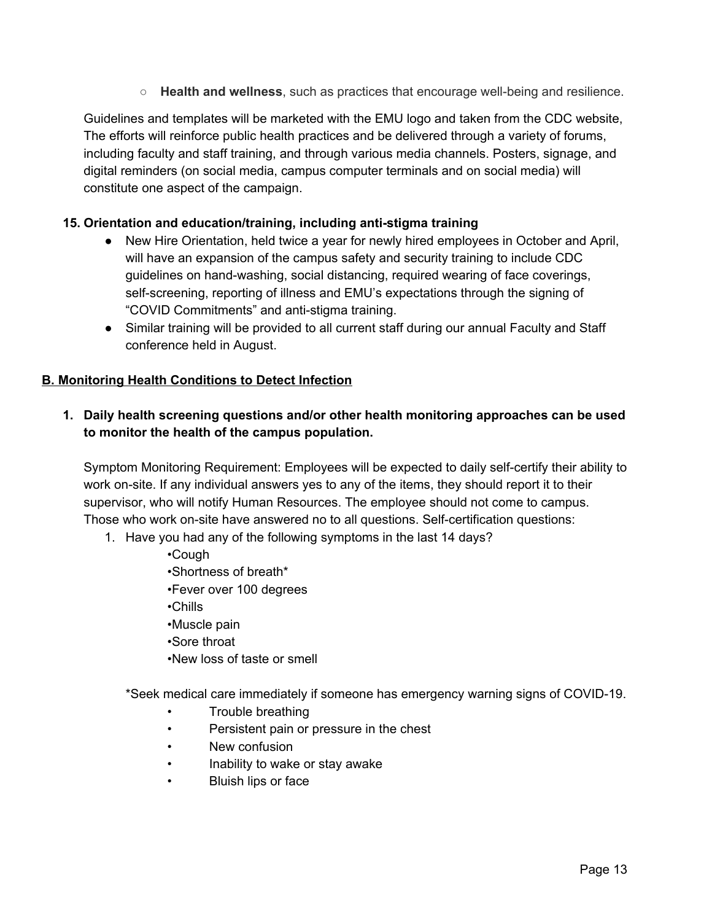- **Health and wellness**, such as practices that encourage well-being and resilience.

Guidelines and templates will be marketed with the EMU logo and taken from the CDC website, The efforts will reinforce public health practices and be delivered through a variety of forums, including faculty and staff training, and through various media channels. Posters, signage, and digital reminders (on social media, campus computer terminals and on social media) will constitute one aspect of the campaign.

**15. Orientation and education/training, including anti-stigma training**

- New Hire Orientation, held twice a year for newly hired employees in October and April, will have an expansion of the campus safety and security training to include CDC guidelines on hand-washing, social distancing, required wearing of face coverings, self-screening, reporting of illness and EMU's expectations through the signing of "COVID Commitments" and anti-stigma training.
- Similar training will be provided to all current staff during our annual Faculty and Staff conference held in August.

## B. Monitoring Health Conditions to Detect Infection

**1. Daily health screening questions and/or other health monitoring approaches can be used to monitor the health of the campus population.**

Symptom Monitoring Requirement: Employees will be expected to daily self-certify their ability to work on-site. If any individual answers yes to any of the items, they should report it to their supervisor, who will notify Human Resources. The employee should not come to campus. Those who work on-site have answered no to all questions. Self-certification questions:

1. Have you had any of the following symptoms in the last 14 days?
   - Cough
   - Shortness of breath*
   - Fever over 100 degrees
   - Chills
   - Muscle pain
   - Sore throat
   - New loss of taste or smell

*Seek medical care immediately if someone has emergency warning signs of COVID-19.

- Trouble breathing
- Persistent pain or pressure in the chest
- New confusion
- Inability to wake or stay awake
- Bluish lips or face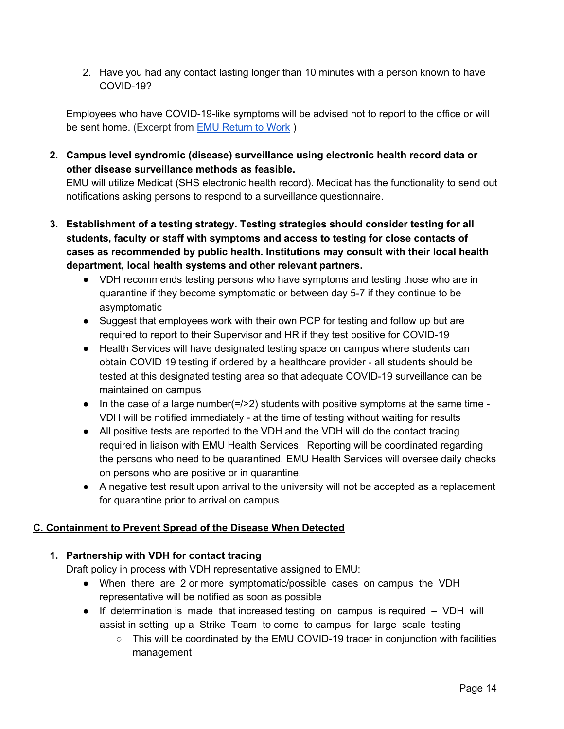2. Have you had any contact lasting longer than 10 minutes with a person known to have COVID-19?

Employees who have COVID-19-like symptoms will be advised not to report to the office or will be sent home. (Excerpt from [EMU Return to Work](EMU Return to Work) )

2. **Campus level syndromic (disease) surveillance using electronic health record data or other disease surveillance methods as feasible.**
   EMU will utilize Medicat (SHS electronic health record). Medicat has the functionality to send out notifications asking persons to respond to a surveillance questionnaire.

3. **Establishment of a testing strategy. Testing strategies should consider testing for all students, faculty or staff with symptoms and access to testing for close contacts of cases as recommended by public health. Institutions may consult with their local health department, local health systems and other relevant partners.**
   - VDH recommends testing persons who have symptoms and testing those who are in quarantine if they become symptomatic or between day 5-7 if they continue to be asymptomatic
   - Suggest that employees work with their own PCP for testing and follow up but are required to report to their Supervisor and HR if they test positive for COVID-19
   - Health Services will have designated testing space on campus where students can obtain COVID 19 testing if ordered by a healthcare provider - all students should be tested at this designated testing area so that adequate COVID-19 surveillance can be maintained on campus
   - In the case of a large number(=/>2) students with positive symptoms at the same time - VDH will be notified immediately - at the time of testing without waiting for results
   - All positive tests are reported to the VDH and the VDH will do the contact tracing required in liaison with EMU Health Services. Reporting will be coordinated regarding the persons who need to be quarantined. EMU Health Services will oversee daily checks on persons who are positive or in quarantine.
   - A negative test result upon arrival to the university will not be accepted as a replacement for quarantine prior to arrival on campus

## C. Containment to Prevent Spread of the Disease When Detected

1. **Partnership with VDH for contact tracing**
   Draft policy in process with VDH representative assigned to EMU:
   - When there are 2 or more symptomatic/possible cases on campus the VDH representative will be notified as soon as possible
   - If determination is made that increased testing on campus is required – VDH will assist in setting up a Strike Team to come to campus for large scale testing
     - This will be coordinated by the EMU COVID-19 tracer in conjunction with facilities management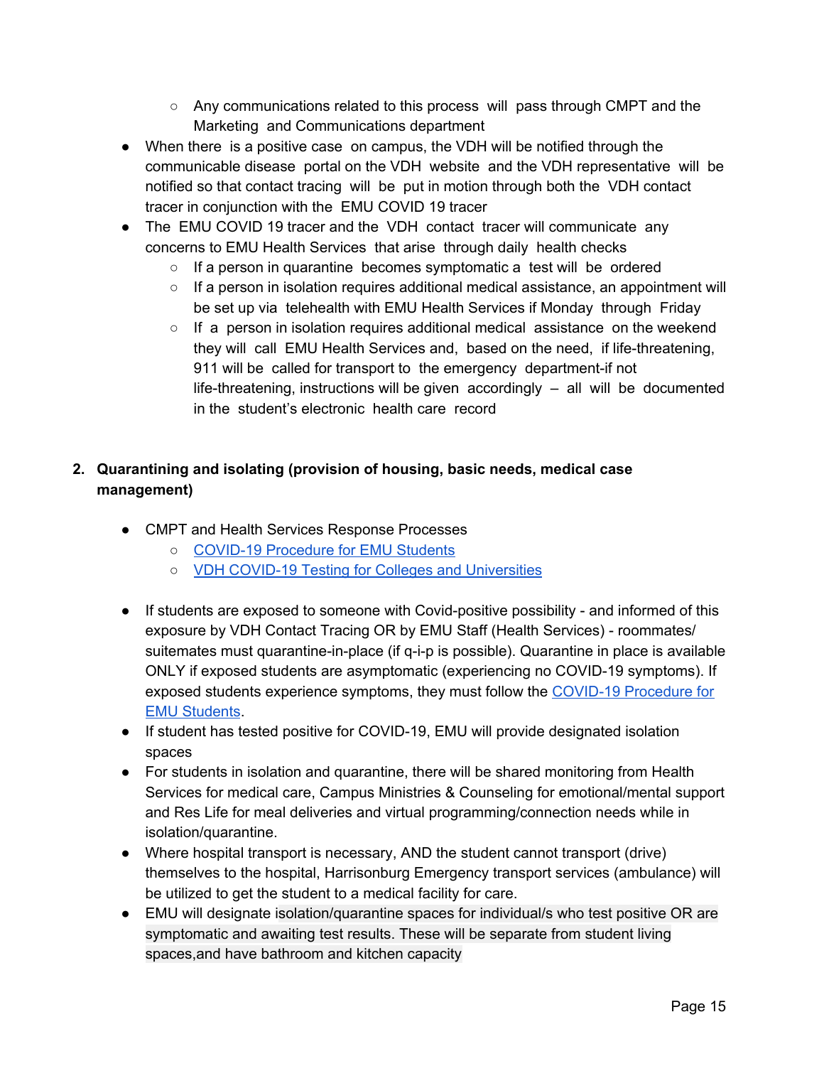- Any communications related to this process will pass through CMPT and the Marketing and Communications department
- When there is a positive case on campus, the VDH will be notified through the communicable disease portal on the VDH website and the VDH representative will be notified so that contact tracing will be put in motion through both the VDH contact tracer in conjunction with the EMU COVID 19 tracer
- The EMU COVID 19 tracer and the VDH contact tracer will communicate any concerns to EMU Health Services that arise through daily health checks
    - If a person in quarantine becomes symptomatic a test will be ordered
    - If a person in isolation requires additional medical assistance, an appointment will be set up via telehealth with EMU Health Services if Monday through Friday
    - If a person in isolation requires additional medical assistance on the weekend they will call EMU Health Services and, based on the need, if life-threatening, 911 will be called for transport to the emergency department-if not life-threatening, instructions will be given accordingly – all will be documented in the student's electronic health care record

2. **Quarantining and isolating (provision of housing, basic needs, medical case management)**

- CMPT and Health Services Response Processes
    - COVID-19 Procedure for EMU Students
    - VDH COVID-19 Testing for Colleges and Universities
- If students are exposed to someone with Covid-positive possibility - and informed of this exposure by VDH Contact Tracing OR by EMU Staff (Health Services) - roommates/ suitemates must quarantine-in-place (if q-i-p is possible). Quarantine in place is available ONLY if exposed students are asymptomatic (experiencing no COVID-19 symptoms). If exposed students experience symptoms, they must follow the COVID-19 Procedure for EMU Students.
- If student has tested positive for COVID-19, EMU will provide designated isolation spaces
- For students in isolation and quarantine, there will be shared monitoring from Health Services for medical care, Campus Ministries & Counseling for emotional/mental support and Res Life for meal deliveries and virtual programming/connection needs while in isolation/quarantine.
- Where hospital transport is necessary, AND the student cannot transport (drive) themselves to the hospital, Harrisonburg Emergency transport services (ambulance) will be utilized to get the student to a medical facility for care.
- EMU will designate isolation/quarantine spaces for individual/s who test positive OR are symptomatic and awaiting test results. These will be separate from student living spaces,and have bathroom and kitchen capacity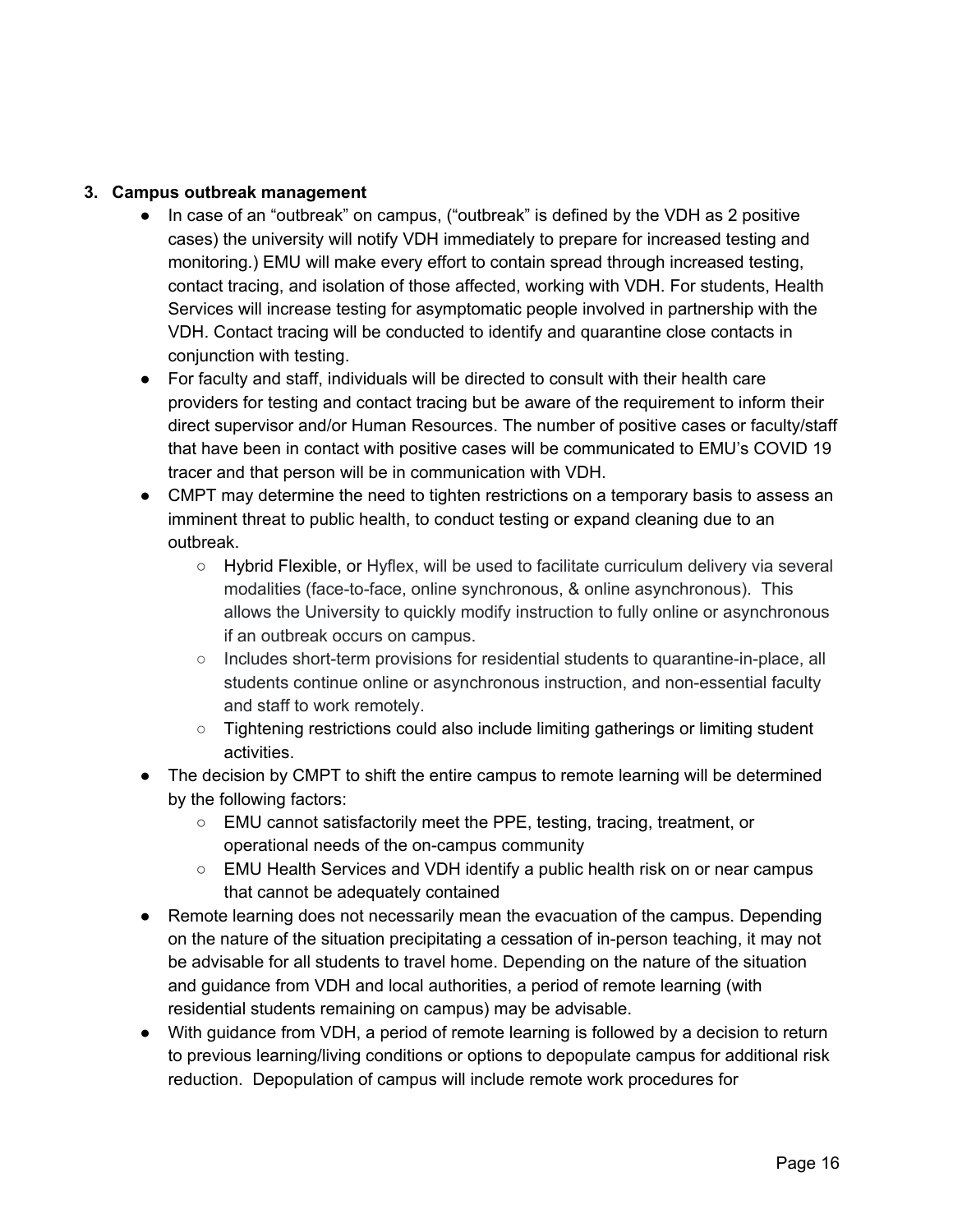3. **Campus outbreak management**
   - In case of an "outbreak" on campus, ("outbreak" is defined by the VDH as 2 positive cases) the university will notify VDH immediately to prepare for increased testing and monitoring.) EMU will make every effort to contain spread through increased testing, contact tracing, and isolation of those affected, working with VDH. For students, Health Services will increase testing for asymptomatic people involved in partnership with the VDH. Contact tracing will be conducted to identify and quarantine close contacts in conjunction with testing.
   - For faculty and staff, individuals will be directed to consult with their health care providers for testing and contact tracing but be aware of the requirement to inform their direct supervisor and/or Human Resources. The number of positive cases or faculty/staff that have been in contact with positive cases will be communicated to EMU's COVID 19 tracer and that person will be in communication with VDH.
   - CMPT may determine the need to tighten restrictions on a temporary basis to assess an imminent threat to public health, to conduct testing or expand cleaning due to an outbreak.
     - Hybrid Flexible, or Hyflex, will be used to facilitate curriculum delivery via several modalities (face-to-face, online synchronous, & online asynchronous). This allows the University to quickly modify instruction to fully online or asynchronous if an outbreak occurs on campus.
     - Includes short-term provisions for residential students to quarantine-in-place, all students continue online or asynchronous instruction, and non-essential faculty and staff to work remotely.
     - Tightening restrictions could also include limiting gatherings or limiting student activities.
   - The decision by CMPT to shift the entire campus to remote learning will be determined by the following factors:
     - EMU cannot satisfactorily meet the PPE, testing, tracing, treatment, or operational needs of the on-campus community
     - EMU Health Services and VDH identify a public health risk on or near campus that cannot be adequately contained
   - Remote learning does not necessarily mean the evacuation of the campus. Depending on the nature of the situation precipitating a cessation of in-person teaching, it may not be advisable for all students to travel home. Depending on the nature of the situation and guidance from VDH and local authorities, a period of remote learning (with residential students remaining on campus) may be advisable.
   - With guidance from VDH, a period of remote learning is followed by a decision to return to previous learning/living conditions or options to depopulate campus for additional risk reduction. Depopulation of campus will include remote work procedures for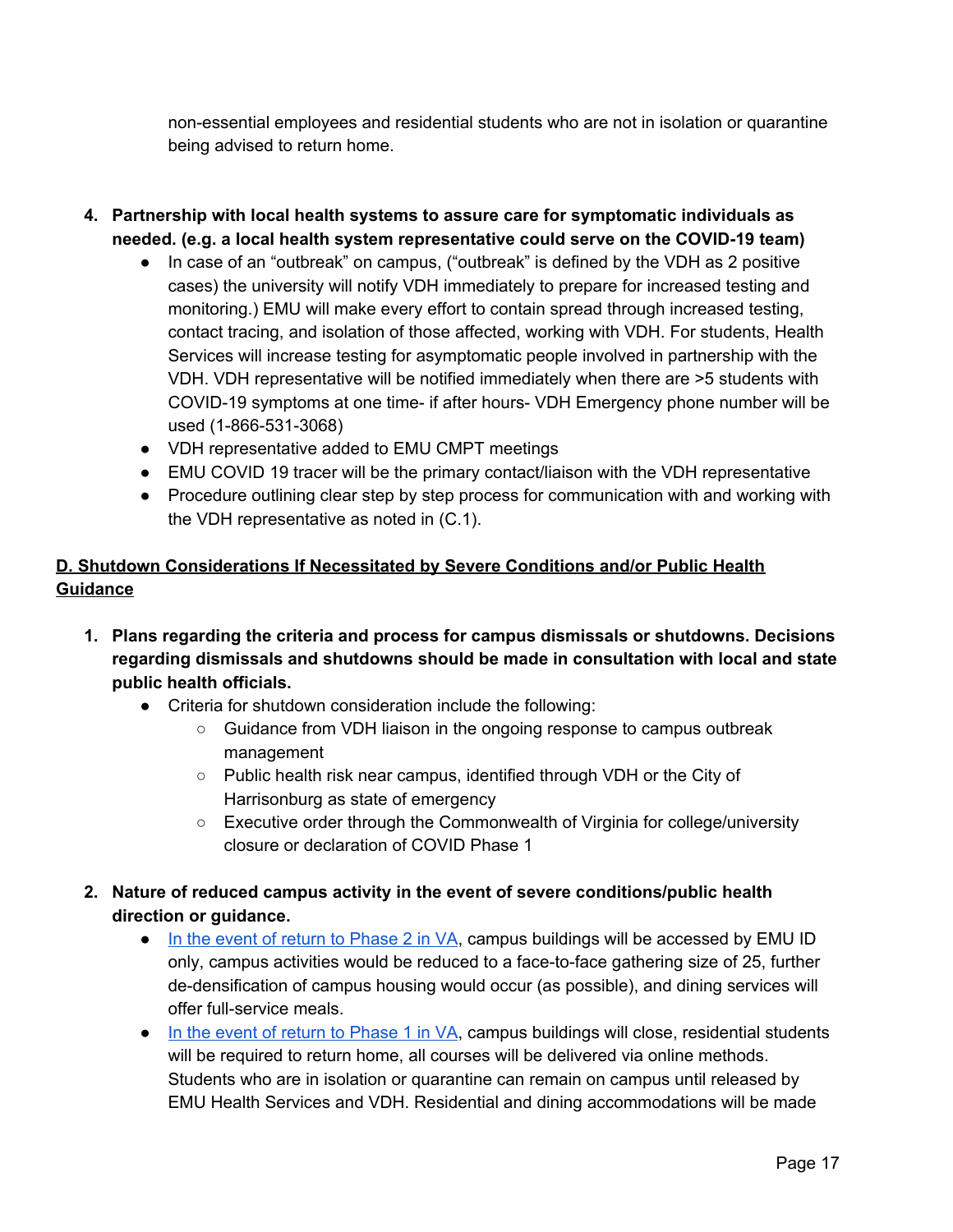non-essential employees and residential students who are not in isolation or quarantine being advised to return home.

4. **Partnership with local health systems to assure care for symptomatic individuals as needed. (e.g. a local health system representative could serve on the COVID-19 team)**
    - In case of an "outbreak" on campus, ("outbreak" is defined by the VDH as 2 positive cases) the university will notify VDH immediately to prepare for increased testing and monitoring.) EMU will make every effort to contain spread through increased testing, contact tracing, and isolation of those affected, working with VDH. For students, Health Services will increase testing for asymptomatic people involved in partnership with the VDH. VDH representative will be notified immediately when there are >5 students with COVID-19 symptoms at one time- if after hours- VDH Emergency phone number will be used (1-866-531-3068)
    - VDH representative added to EMU CMPT meetings
    - EMU COVID 19 tracer will be the primary contact/liaison with the VDH representative
    - Procedure outlining clear step by step process for communication with and working with the VDH representative as noted in (C.1).

## D. Shutdown Considerations If Necessitated by Severe Conditions and/or Public Health Guidance

1. **Plans regarding the criteria and process for campus dismissals or shutdowns. Decisions regarding dismissals and shutdowns should be made in consultation with local and state public health officials.**
    - Criteria for shutdown consideration include the following:
        - Guidance from VDH liaison in the ongoing response to campus outbreak management
        - Public health risk near campus, identified through VDH or the City of Harrisonburg as state of emergency
        - Executive order through the Commonwealth of Virginia for college/university closure or declaration of COVID Phase 1

2. **Nature of reduced campus activity in the event of severe conditions/public health direction or guidance.**
    - In the event of return to Phase 2 in VA, campus buildings will be accessed by EMU ID only, campus activities would be reduced to a face-to-face gathering size of 25, further de-densification of campus housing would occur (as possible), and dining services will offer full-service meals.
    - In the event of return to Phase 1 in VA, campus buildings will close, residential students will be required to return home, all courses will be delivered via online methods. Students who are in isolation or quarantine can remain on campus until released by EMU Health Services and VDH. Residential and dining accommodations will be made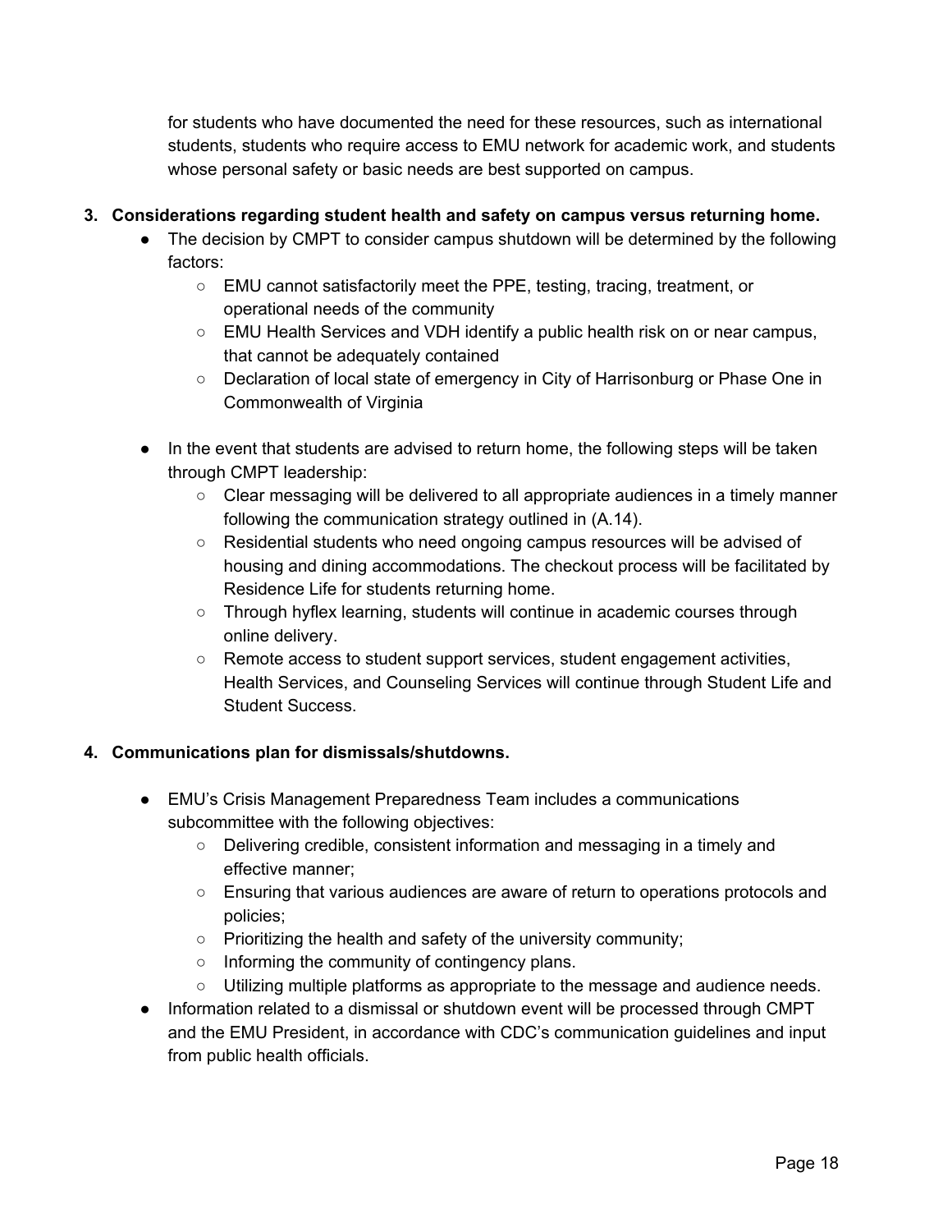for students who have documented the need for these resources, such as international students, students who require access to EMU network for academic work, and students whose personal safety or basic needs are best supported on campus.

3. **Considerations regarding student health and safety on campus versus returning home.**
   - The decision by CMPT to consider campus shutdown will be determined by the following factors:
     - EMU cannot satisfactorily meet the PPE, testing, tracing, treatment, or operational needs of the community
     - EMU Health Services and VDH identify a public health risk on or near campus, that cannot be adequately contained
     - Declaration of local state of emergency in City of Harrisonburg or Phase One in Commonwealth of Virginia
   - In the event that students are advised to return home, the following steps will be taken through CMPT leadership:
     - Clear messaging will be delivered to all appropriate audiences in a timely manner following the communication strategy outlined in (A.14).
     - Residential students who need ongoing campus resources will be advised of housing and dining accommodations. The checkout process will be facilitated by Residence Life for students returning home.
     - Through hyflex learning, students will continue in academic courses through online delivery.
     - Remote access to student support services, student engagement activities, Health Services, and Counseling Services will continue through Student Life and Student Success.

4. **Communications plan for dismissals/shutdowns.**
   - EMU's Crisis Management Preparedness Team includes a communications subcommittee with the following objectives:
     - Delivering credible, consistent information and messaging in a timely and effective manner;
     - Ensuring that various audiences are aware of return to operations protocols and policies;
     - Prioritizing the health and safety of the university community;
     - Informing the community of contingency plans.
     - Utilizing multiple platforms as appropriate to the message and audience needs.
   - Information related to a dismissal or shutdown event will be processed through CMPT and the EMU President, in accordance with CDC's communication guidelines and input from public health officials.